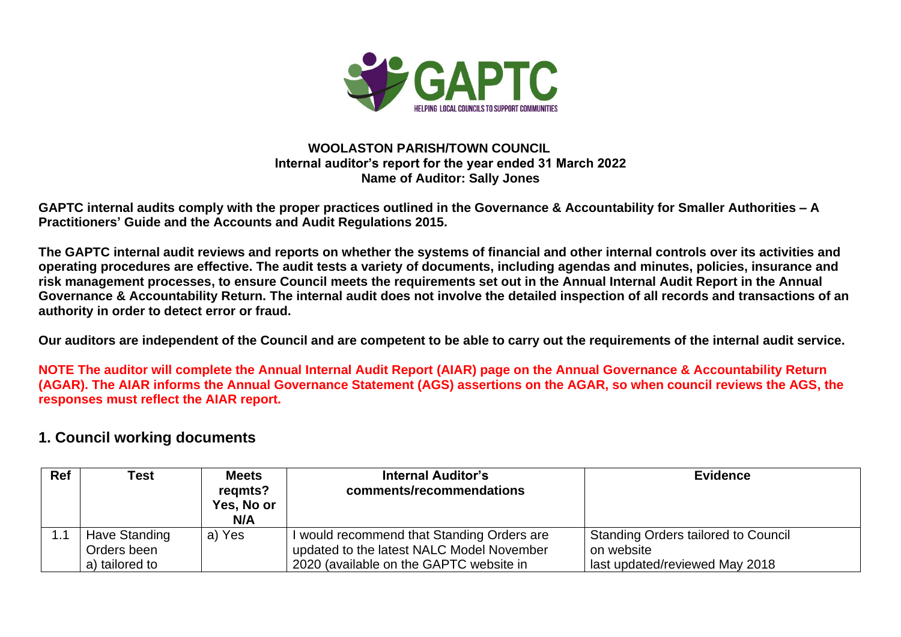**WOOLASTON PARISH/TOWN COUNCIL**
**Internal auditor's report for the year ended 31 March 2022**
**Name of Auditor: Sally Jones**

**GAPTC internal audits comply with the proper practices outlined in the Governance & Accountability for Smaller Authorities – A Practitioners' Guide and the Accounts and Audit Regulations 2015.**

**The GAPTC internal audit reviews and reports on whether the systems of financial and other internal controls over its activities and operating procedures are effective. The audit tests a variety of documents, including agendas and minutes, policies, insurance and risk management processes, to ensure Council meets the requirements set out in the Annual Internal Audit Report in the Annual Governance & Accountability Return. The internal audit does not involve the detailed inspection of all records and transactions of an authority in order to detect error or fraud.**

**Our auditors are independent of the Council and are competent to be able to carry out the requirements of the internal audit service.**

**NOTE The auditor will complete the Annual Internal Audit Report (AIAR) page on the Annual Governance & Accountability Return (AGAR). The AIAR informs the Annual Governance Statement (AGS) assertions on the AGAR, so when council reviews the AGS, the responses must reflect the AIAR report.**

## 1. Council working documents

| Ref | Test | Meets reqmts? Yes, No or N/A | Internal Auditor's comments/recommendations | Evidence |
|---|---|---|---|---|
| 1.1 | Have Standing Orders been a) tailored to | a) Yes | I would recommend that Standing Orders are updated to the latest NALC Model November 2020 (available on the GAPTC website in | Standing Orders tailored to Council on website last updated/reviewed May 2018 |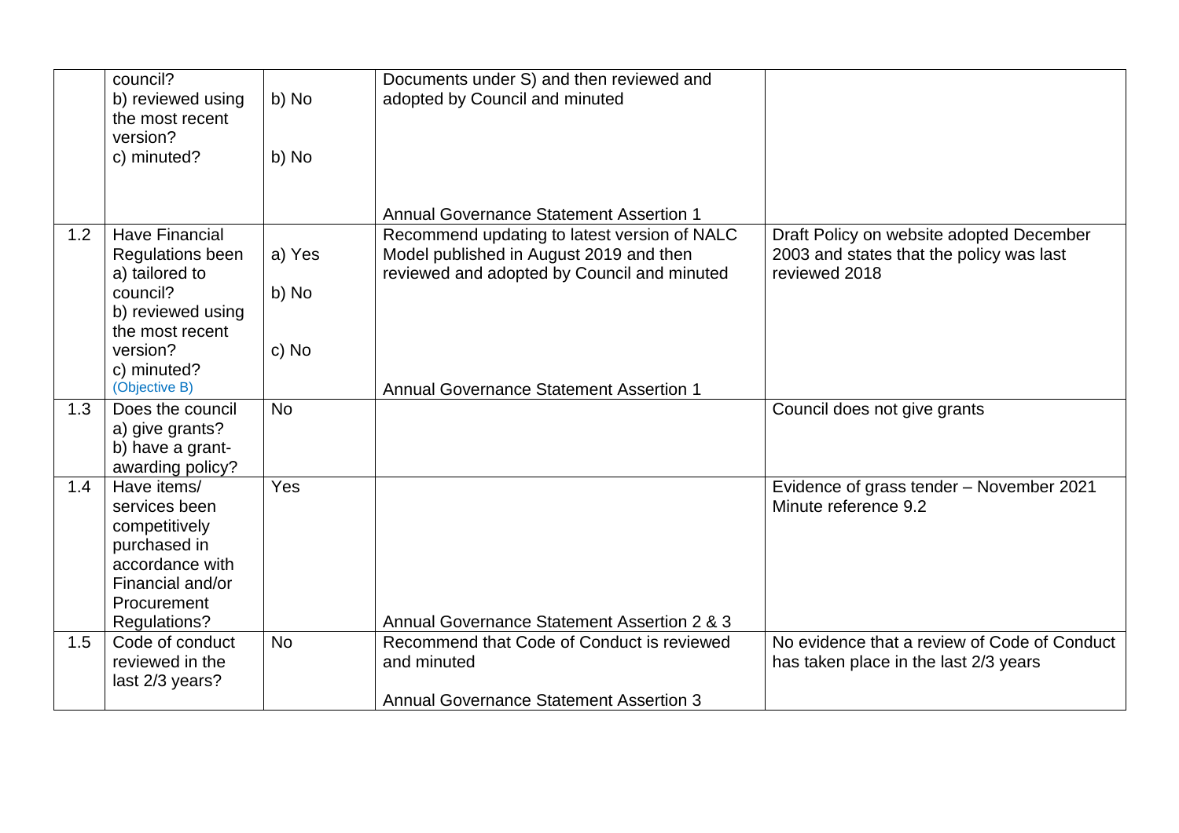| | | | | |
|---|---|---|---|---|
| | council?<br>b) reviewed using the most recent version?<br>c) minuted? | b) No<br><br>b) No | Documents under S) and then reviewed and adopted by Council and minuted<br><br>Annual Governance Statement Assertion 1 | |
| 1.2 | Have Financial Regulations been a) tailored to council?<br>b) reviewed using the most recent version?<br>c) minuted?<br>(Objective B) | a) Yes<br><br>b) No<br><br>c) No | Recommend updating to latest version of NALC Model published in August 2019 and then reviewed and adopted by Council and minuted<br><br>Annual Governance Statement Assertion 1 | Draft Policy on website adopted December 2003 and states that the policy was last reviewed 2018 |
| 1.3 | Does the council a) give grants?<br>b) have a grant-awarding policy? | No | | Council does not give grants |
| 1.4 | Have items/ services been competitively purchased in accordance with Financial and/or Procurement Regulations? | Yes | Annual Governance Statement Assertion 2 & 3 | Evidence of grass tender – November 2021 Minute reference 9.2 |
| 1.5 | Code of conduct reviewed in the last 2/3 years? | No | Recommend that Code of Conduct is reviewed and minuted<br><br>Annual Governance Statement Assertion 3 | No evidence that a review of Code of Conduct has taken place in the last 2/3 years |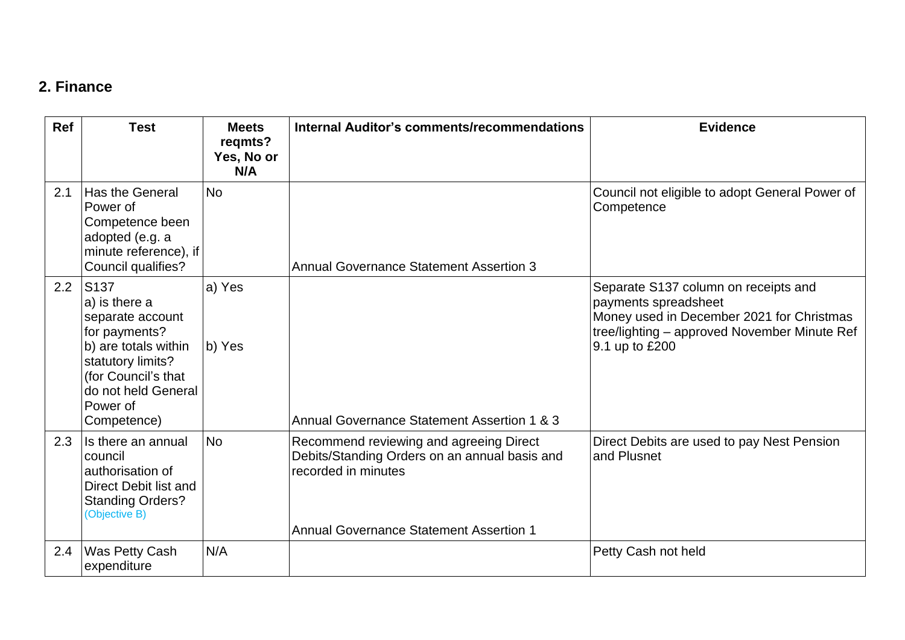## 2. Finance

| Ref | Test | Meets reqmts? Yes, No or N/A | Internal Auditor's comments/recommendations | Evidence |
|---|---|---|---|---|
| 2.1 | Has the General Power of Competence been adopted (e.g. a minute reference), if Council qualifies? | No | Annual Governance Statement Assertion 3 | Council not eligible to adopt General Power of Competence |
| 2.2 | S137<br>a) is there a separate account for payments?<br>b) are totals within statutory limits? (for Council's that do not held General Power of Competence) | a) Yes<br><br>b) Yes | Annual Governance Statement Assertion 1 & 3 | Separate S137 column on receipts and payments spreadsheet<br>Money used in December 2021 for Christmas tree/lighting – approved November Minute Ref 9.1 up to £200 |
| 2.3 | Is there an annual council authorisation of Direct Debit list and Standing Orders? (Objective B) | No | Recommend reviewing and agreeing Direct Debits/Standing Orders on an annual basis and recorded in minutes<br><br>Annual Governance Statement Assertion 1 | Direct Debits are used to pay Nest Pension and Plusnet |
| 2.4 | Was Petty Cash expenditure | N/A | | Petty Cash not held |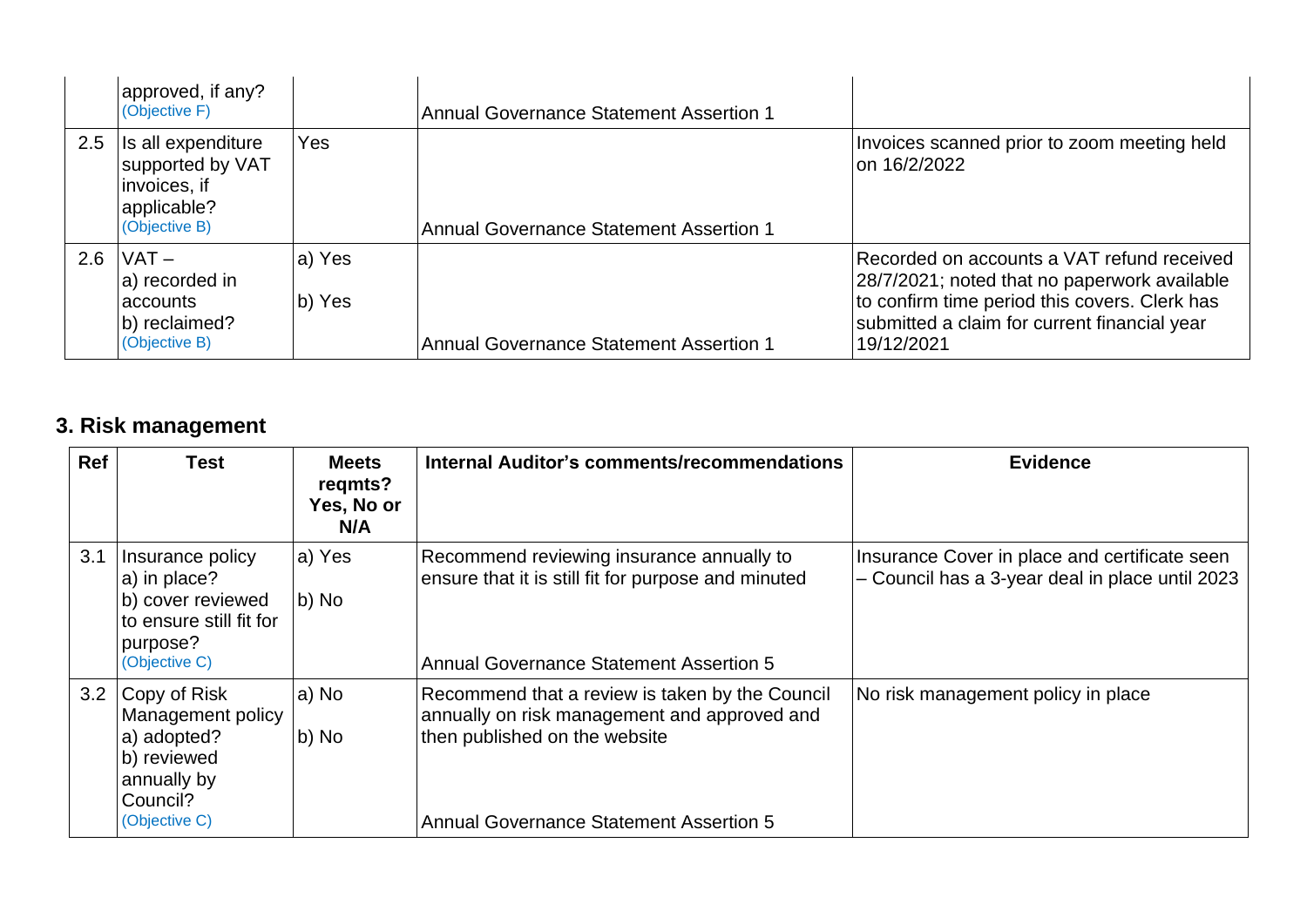| | | | | |
|---|---|---|---|---|
| | approved, if any? (Objective F) | | Annual Governance Statement Assertion 1 | |
| 2.5 | Is all expenditure supported by VAT invoices, if applicable? (Objective B) | Yes | Annual Governance Statement Assertion 1 | Invoices scanned prior to zoom meeting held on 16/2/2022 |
| 2.6 | VAT – a) recorded in accounts b) reclaimed? (Objective B) | a) Yes b) Yes | Annual Governance Statement Assertion 1 | Recorded on accounts a VAT refund received 28/7/2021; noted that no paperwork available to confirm time period this covers. Clerk has submitted a claim for current financial year 19/12/2021 |

## 3. Risk management

| Ref | Test | Meets reqmts? Yes, No or N/A | Internal Auditor's comments/recommendations | Evidence |
|---|---|---|---|---|
| 3.1 | Insurance policy a) in place? b) cover reviewed to ensure still fit for purpose? (Objective C) | a) Yes b) No | Recommend reviewing insurance annually to ensure that it is still fit for purpose and minuted Annual Governance Statement Assertion 5 | Insurance Cover in place and certificate seen – Council has a 3-year deal in place until 2023 |
| 3.2 | Copy of Risk Management policy a) adopted? b) reviewed annually by Council? (Objective C) | a) No b) No | Recommend that a review is taken by the Council annually on risk management and approved and then published on the website Annual Governance Statement Assertion 5 | No risk management policy in place |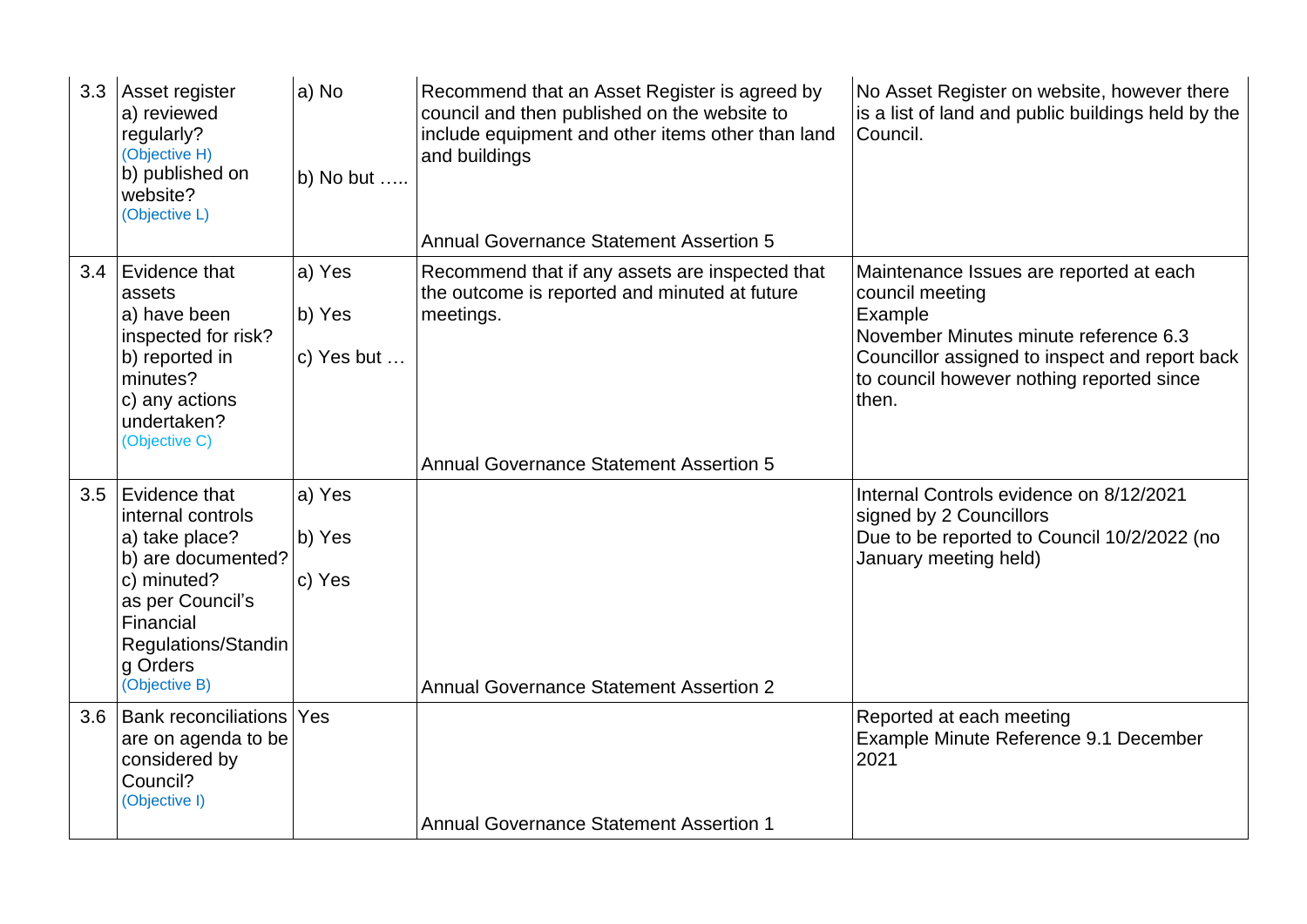| | | | | |
|---|---|---|---|---|
| 3.3 | Asset register<br>a) reviewed regularly?<br>(Objective H)<br>b) published on website?<br>(Objective L) | a) No<br><br>b) No but ….. | Recommend that an Asset Register is agreed by council and then published on the website to include equipment and other items other than land and buildings<br><br>Annual Governance Statement Assertion 5 | No Asset Register on website, however there is a list of land and public buildings held by the Council. |
| 3.4 | Evidence that assets<br>a) have been inspected for risk?<br>b) reported in minutes?<br>c) any actions undertaken?<br>(Objective C) | a) Yes<br>b) Yes<br>c) Yes but … | Recommend that if any assets are inspected that the outcome is reported and minuted at future meetings.<br><br>Annual Governance Statement Assertion 5 | Maintenance Issues are reported at each council meeting<br>Example<br>November Minutes minute reference 6.3<br>Councillor assigned to inspect and report back to council however nothing reported since then. |
| 3.5 | Evidence that internal controls<br>a) take place?<br>b) are documented?<br>c) minuted?<br>as per Council's Financial Regulations/Standing Orders<br>(Objective B) | a) Yes<br>b) Yes<br>c) Yes | Annual Governance Statement Assertion 2 | Internal Controls evidence on 8/12/2021 signed by 2 Councillors<br>Due to be reported to Council 10/2/2022 (no January meeting held) |
| 3.6 | Bank reconciliations are on agenda to be considered by Council?<br>(Objective I) | Yes | Annual Governance Statement Assertion 1 | Reported at each meeting<br>Example Minute Reference 9.1 December 2021 |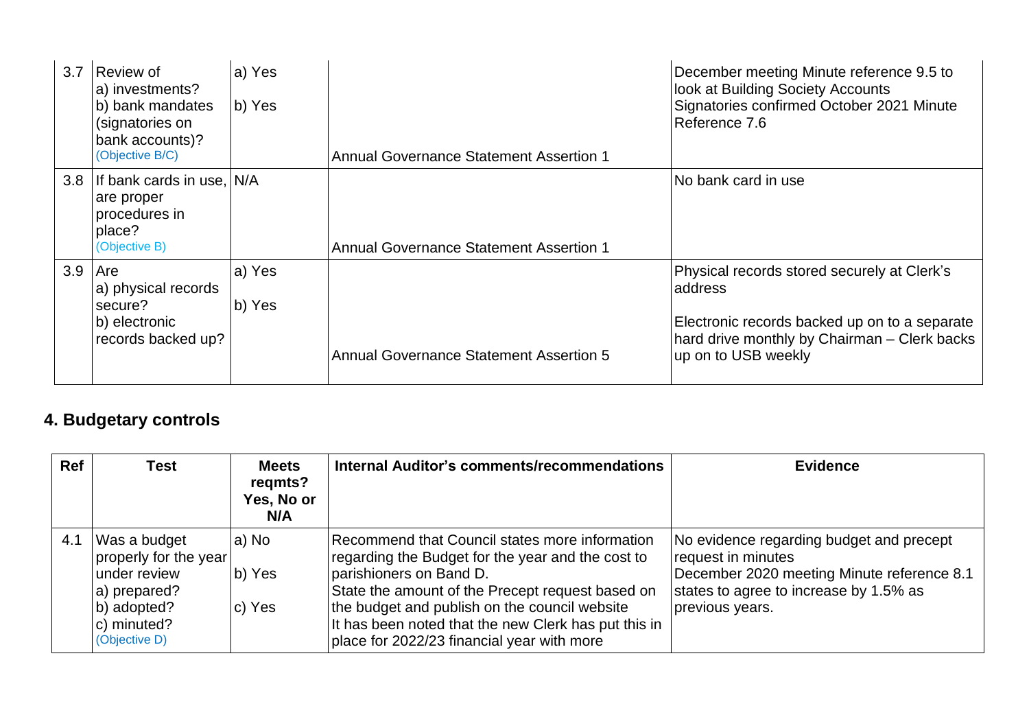| | | | | |
|---|---|---|---|---|
| 3.7 | Review of<br>a) investments?<br>b) bank mandates (signatories on bank accounts)?<br>(Objective B/C) | a) Yes<br>b) Yes | Annual Governance Statement Assertion 1 | December meeting Minute reference 9.5 to look at Building Society Accounts<br>Signatories confirmed October 2021 Minute Reference 7.6 |
| 3.8 | If bank cards in use, are proper procedures in place?<br>(Objective B) | N/A | Annual Governance Statement Assertion 1 | No bank card in use |
| 3.9 | Are<br>a) physical records secure?<br>b) electronic records backed up? | a) Yes<br>b) Yes | Annual Governance Statement Assertion 5 | Physical records stored securely at Clerk's address<br>Electronic records backed up on to a separate hard drive monthly by Chairman – Clerk backs up on to USB weekly |

## 4. Budgetary controls

| Ref | Test | Meets reqmts? Yes, No or N/A | Internal Auditor's comments/recommendations | Evidence |
|---|---|---|---|---|
| 4.1 | Was a budget properly for the year under review<br>a) prepared?<br>b) adopted?<br>c) minuted?<br>(Objective D) | a) No<br>b) Yes<br>c) Yes | Recommend that Council states more information regarding the Budget for the year and the cost to parishioners on Band D.<br>State the amount of the Precept request based on the budget and publish on the council website<br>It has been noted that the new Clerk has put this in place for 2022/23 financial year with more | No evidence regarding budget and precept request in minutes<br>December 2020 meeting Minute reference 8.1 states to agree to increase by 1.5% as previous years. |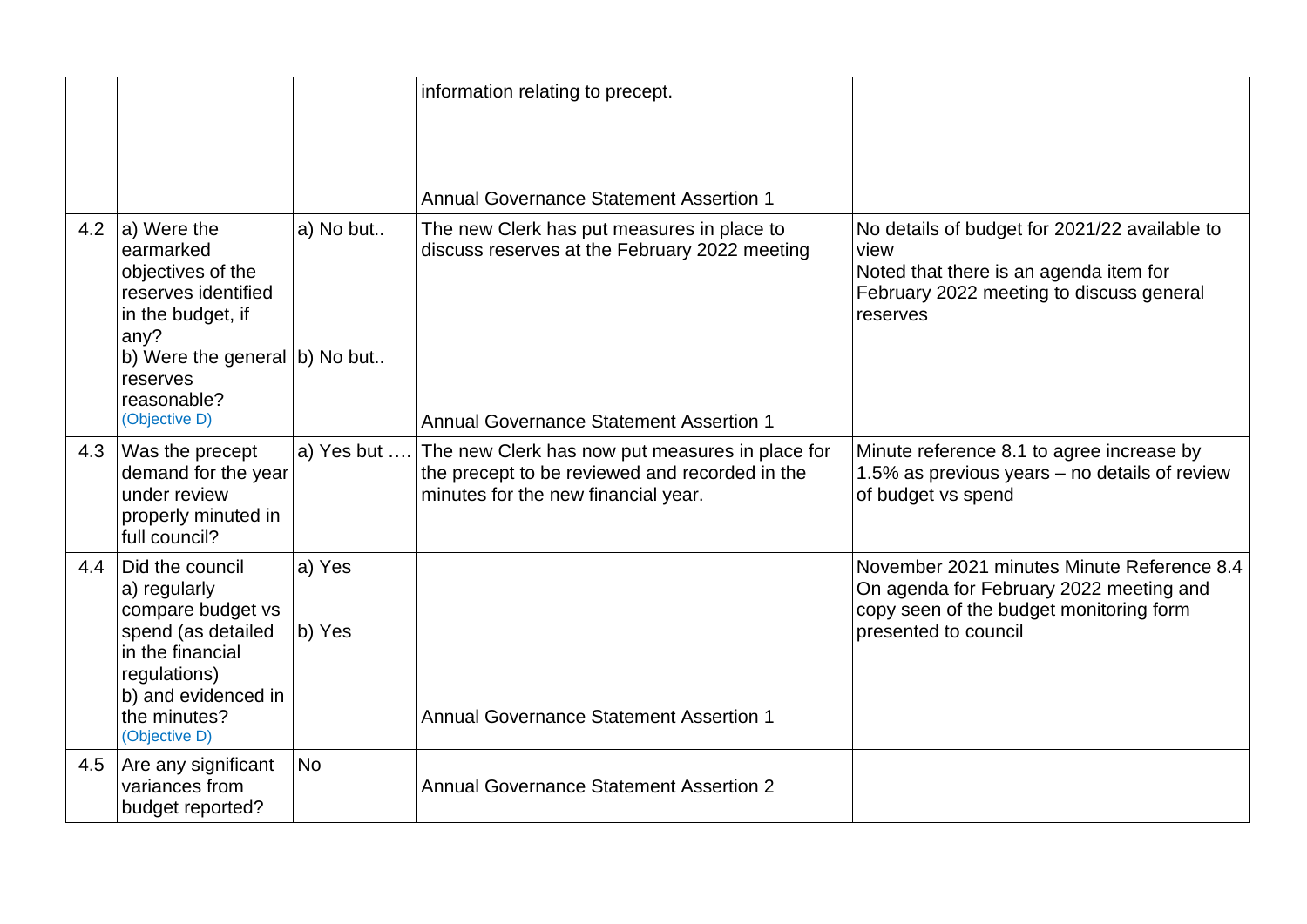| | | | | |
|---|---|---|---|---|
| | | | information relating to precept.<br><br>Annual Governance Statement Assertion 1 | |
| 4.2 | a) Were the earmarked objectives of the reserves identified in the budget, if any?<br>b) Were the general reserves reasonable?<br>(Objective D) | a) No but..<br><br>b) No but.. | The new Clerk has put measures in place to discuss reserves at the February 2022 meeting<br><br>Annual Governance Statement Assertion 1 | No details of budget for 2021/22 available to view<br>Noted that there is an agenda item for February 2022 meeting to discuss general reserves |
| 4.3 | Was the precept demand for the year under review properly minuted in full council? | a) Yes but …. | The new Clerk has now put measures in place for the precept to be reviewed and recorded in the minutes for the new financial year. | Minute reference 8.1 to agree increase by 1.5% as previous years – no details of review of budget vs spend |
| 4.4 | Did the council<br>a) regularly compare budget vs spend (as detailed in the financial regulations)<br>b) and evidenced in the minutes?<br>(Objective D) | a) Yes<br><br>b) Yes | Annual Governance Statement Assertion 1 | November 2021 minutes Minute Reference 8.4<br>On agenda for February 2022 meeting and copy seen of the budget monitoring form presented to council |
| 4.5 | Are any significant variances from budget reported? | No | Annual Governance Statement Assertion 2 | |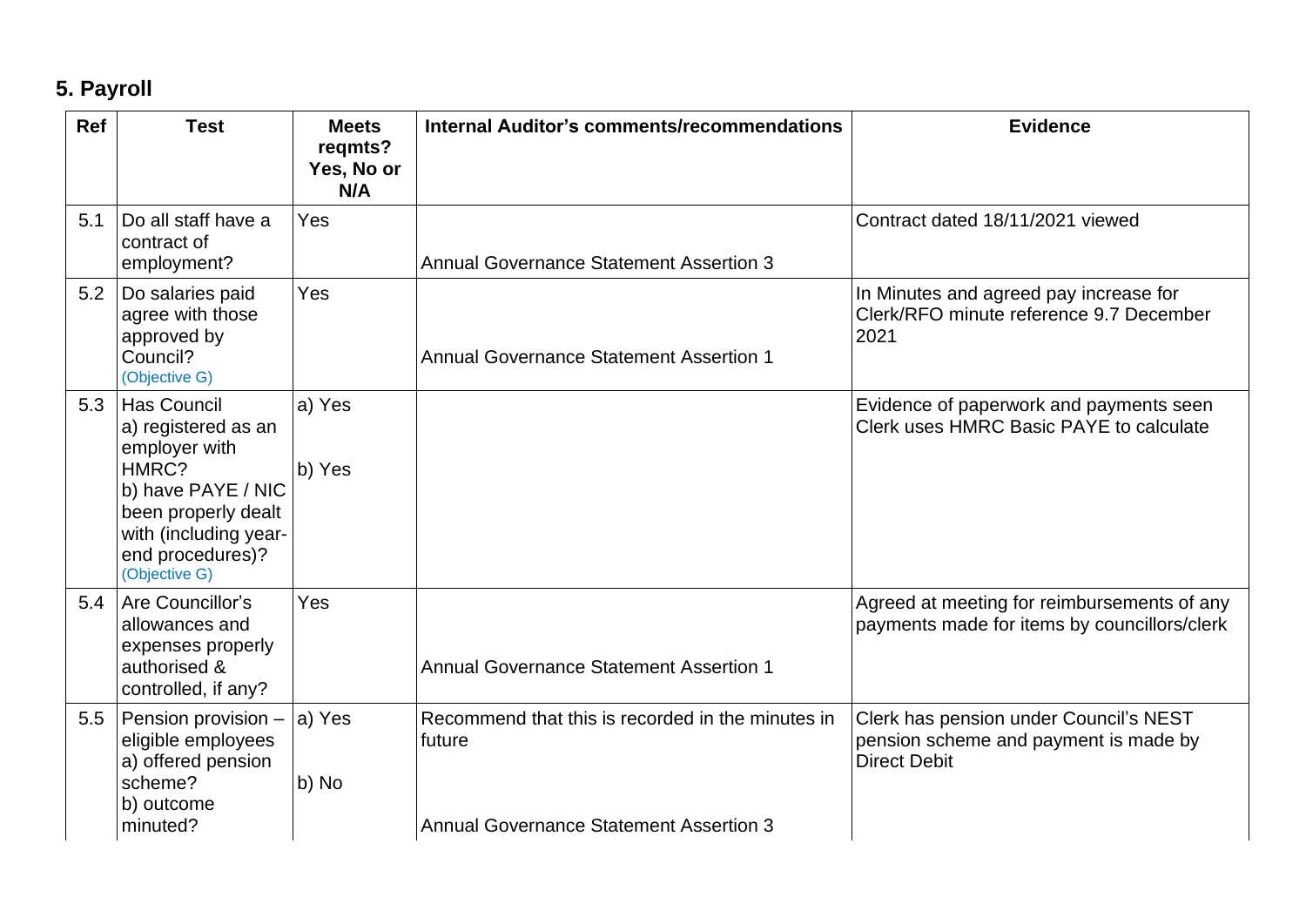## 5. Payroll

| Ref | Test | Meets reqmts? Yes, No or N/A | Internal Auditor's comments/recommendations | Evidence |
|---|---|---|---|---|
| 5.1 | Do all staff have a contract of employment? | Yes | Annual Governance Statement Assertion 3 | Contract dated 18/11/2021 viewed |
| 5.2 | Do salaries paid agree with those approved by Council? (Objective G) | Yes | Annual Governance Statement Assertion 1 | In Minutes and agreed pay increase for Clerk/RFO minute reference 9.7 December 2021 |
| 5.3 | Has Council a) registered as an employer with HMRC? b) have PAYE / NIC been properly dealt with (including year-end procedures)? (Objective G) | a) Yes<br>b) Yes | | Evidence of paperwork and payments seen Clerk uses HMRC Basic PAYE to calculate |
| 5.4 | Are Councillor's allowances and expenses properly authorised & controlled, if any? | Yes | Annual Governance Statement Assertion 1 | Agreed at meeting for reimbursements of any payments made for items by councillors/clerk |
| 5.5 | Pension provision – eligible employees a) offered pension scheme? b) outcome minuted? | a) Yes<br>b) No | Recommend that this is recorded in the minutes in future<br><br>Annual Governance Statement Assertion 3 | Clerk has pension under Council's NEST pension scheme and payment is made by Direct Debit |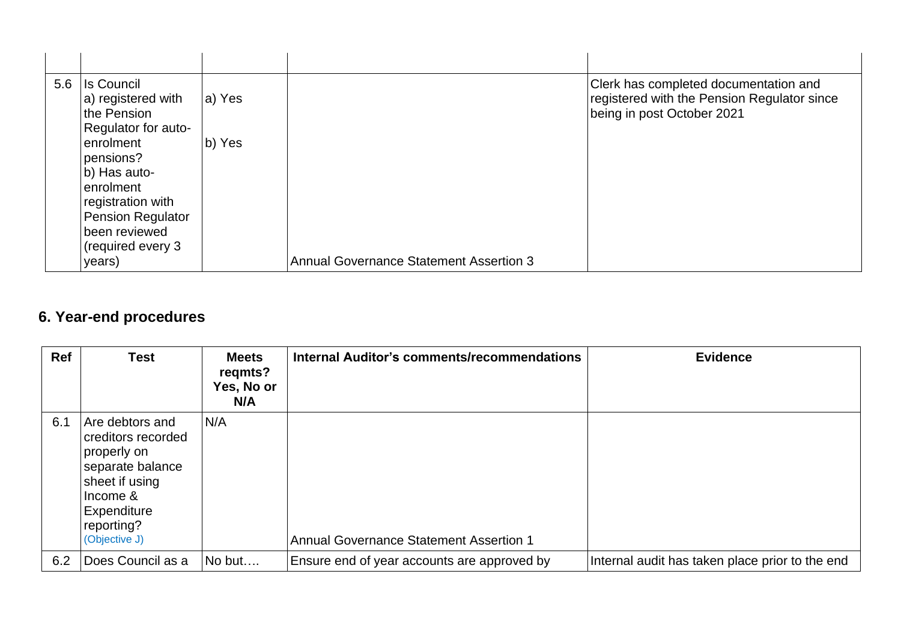| | | | | |
|---|---|---|---|---|
| | | | | |
| 5.6 | Is Council<br>a) registered with the Pension Regulator for auto-enrolment pensions?<br>b) Has auto-enrolment registration with Pension Regulator been reviewed (required every 3 years) | a) Yes<br><br>b) Yes | Annual Governance Statement Assertion 3 | Clerk has completed documentation and registered with the Pension Regulator since being in post October 2021 |

## 6. Year-end procedures

| Ref | Test | Meets reqmts? Yes, No or N/A | Internal Auditor's comments/recommendations | Evidence |
|---|---|---|---|---|
| 6.1 | Are debtors and creditors recorded properly on separate balance sheet if using Income & Expenditure reporting? (Objective J) | N/A | Annual Governance Statement Assertion 1 | |
| 6.2 | Does Council as a | No but…. | Ensure end of year accounts are approved by | Internal audit has taken place prior to the end |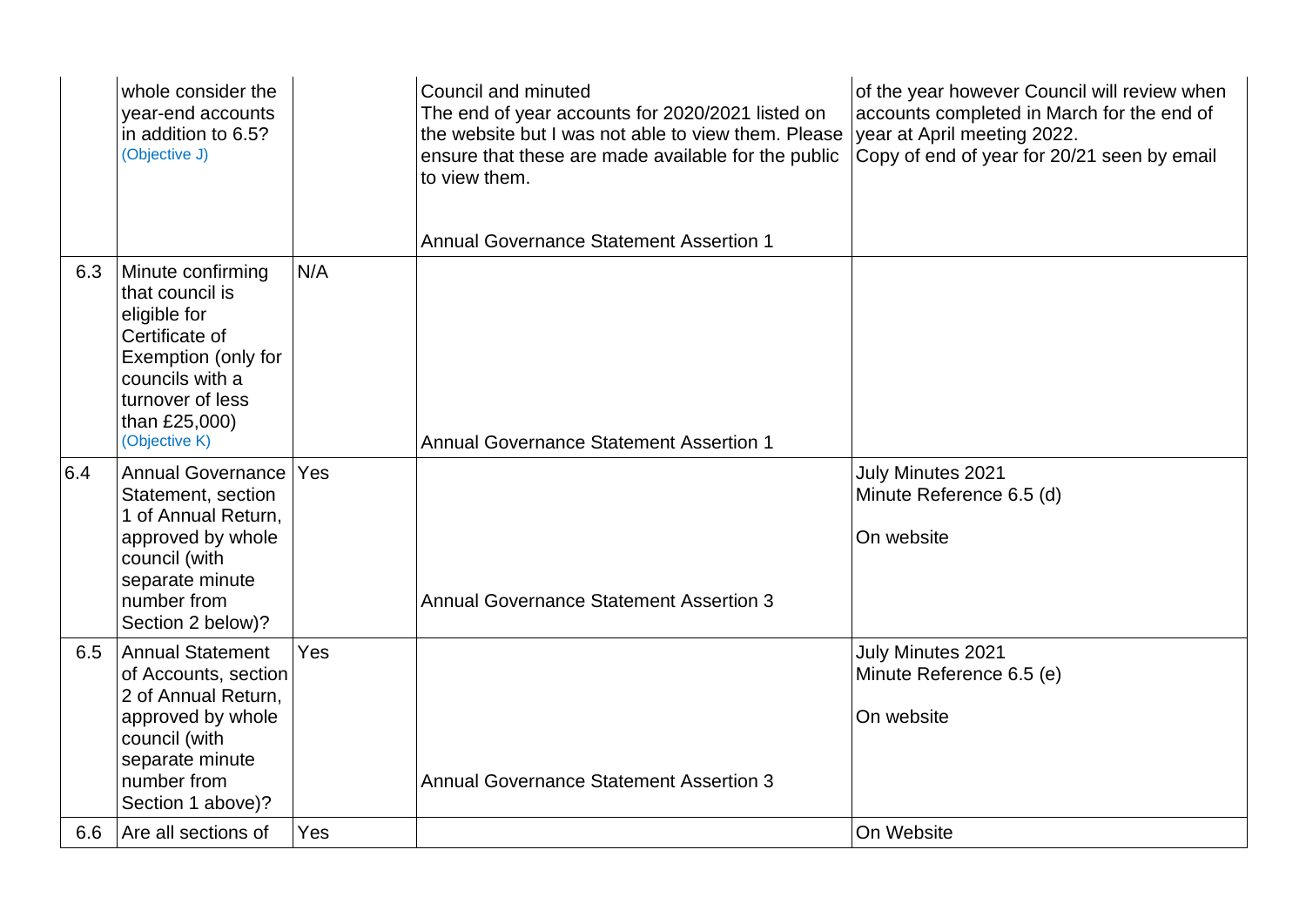| | | | | |
|---|---|---|---|---|
| | whole consider the year-end accounts in addition to 6.5? (Objective J) | | Council and minuted The end of year accounts for 2020/2021 listed on the website but I was not able to view them. Please ensure that these are made available for the public to view them.<br><br>Annual Governance Statement Assertion 1 | of the year however Council will review when accounts completed in March for the end of year at April meeting 2022. Copy of end of year for 20/21 seen by email |
| 6.3 | Minute confirming that council is eligible for Certificate of Exemption (only for councils with a turnover of less than £25,000) (Objective K) | N/A | Annual Governance Statement Assertion 1 | |
| 6.4 | Annual Governance Statement, section 1 of Annual Return, approved by whole council (with separate minute number from Section 2 below)? | Yes | Annual Governance Statement Assertion 3 | July Minutes 2021 Minute Reference 6.5 (d)<br><br>On website |
| 6.5 | Annual Statement of Accounts, section 2 of Annual Return, approved by whole council (with separate minute number from Section 1 above)? | Yes | Annual Governance Statement Assertion 3 | July Minutes 2021 Minute Reference 6.5 (e)<br><br>On website |
| 6.6 | Are all sections of | Yes | | On Website |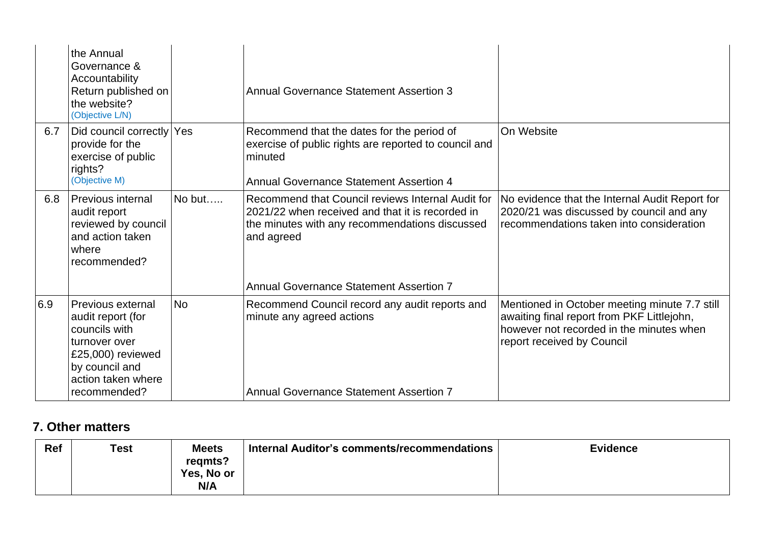|  | the Annual Governance & Accountability Return published on the website? (Objective L/N) |  | Annual Governance Statement Assertion 3 |  |
|---|---|---|---|---|
| 6.7 | Did council correctly provide for the exercise of public rights? (Objective M) | Yes | Recommend that the dates for the period of exercise of public rights are reported to council and minuted<br><br>Annual Governance Statement Assertion 4 | On Website |
| 6.8 | Previous internal audit report reviewed by council and action taken where recommended? | No but….. | Recommend that Council reviews Internal Audit for 2021/22 when received and that it is recorded in the minutes with any recommendations discussed and agreed<br><br>Annual Governance Statement Assertion 7 | No evidence that the Internal Audit Report for 2020/21 was discussed by council and any recommendations taken into consideration |
| 6.9 | Previous external audit report (for councils with turnover over £25,000) reviewed by council and action taken where recommended? | No | Recommend Council record any audit reports and minute any agreed actions<br><br>Annual Governance Statement Assertion 7 | Mentioned in October meeting minute 7.7 still awaiting final report from PKF Littlejohn, however not recorded in the minutes when report received by Council |

## 7. Other matters

| Ref | Test | Meets reqmts? Yes, No or N/A | Internal Auditor's comments/recommendations | Evidence |
|---|---|---|---|---|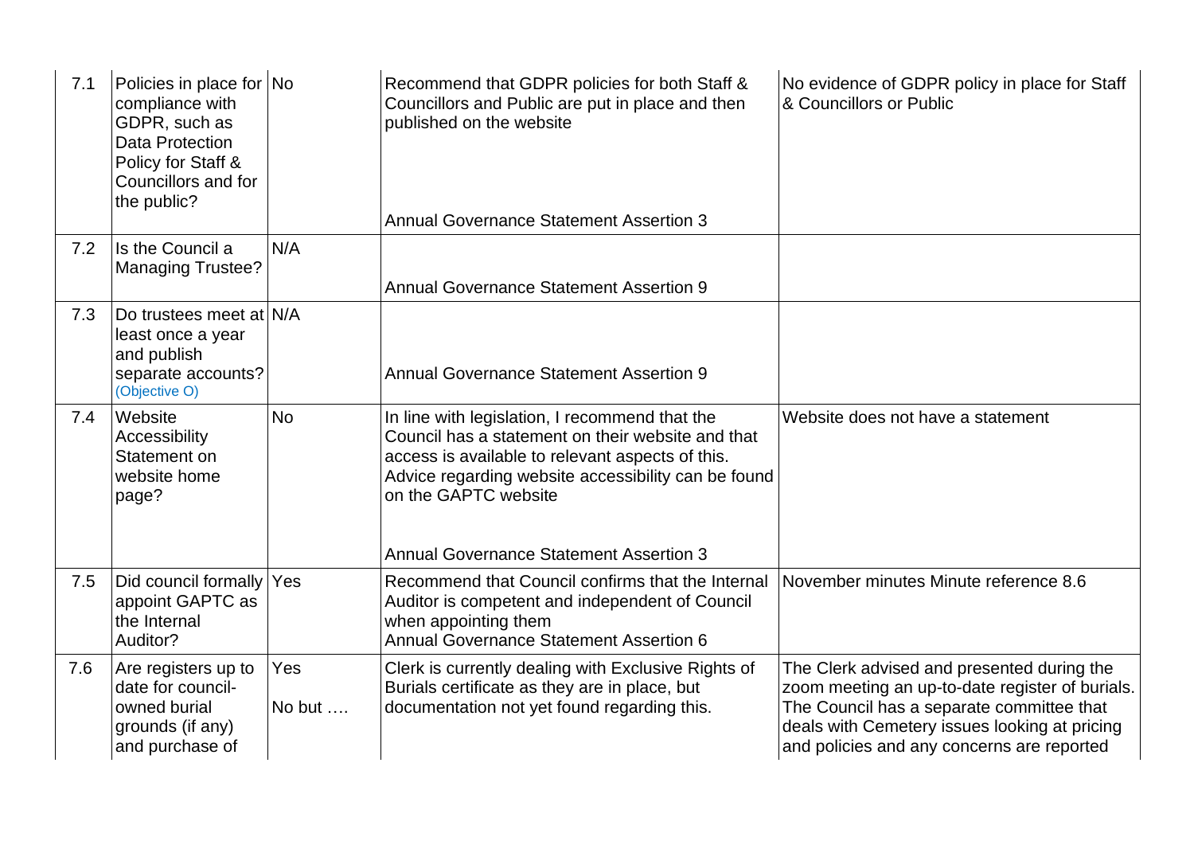| | | | | |
|---|---|---|---|---|
| 7.1 | Policies in place for compliance with GDPR, such as Data Protection Policy for Staff & Councillors and for the public? | No | Recommend that GDPR policies for both Staff & Councillors and Public are put in place and then published on the website<br><br>Annual Governance Statement Assertion 3 | No evidence of GDPR policy in place for Staff & Councillors or Public |
| 7.2 | Is the Council a Managing Trustee? | N/A | Annual Governance Statement Assertion 9 | |
| 7.3 | Do trustees meet at least once a year and publish separate accounts? (Objective O) | N/A | Annual Governance Statement Assertion 9 | |
| 7.4 | Website Accessibility Statement on website home page? | No | In line with legislation, I recommend that the Council has a statement on their website and that access is available to relevant aspects of this. Advice regarding website accessibility can be found on the GAPTC website<br><br>Annual Governance Statement Assertion 3 | Website does not have a statement |
| 7.5 | Did council formally appoint GAPTC as the Internal Auditor? | Yes | Recommend that Council confirms that the Internal Auditor is competent and independent of Council when appointing them<br>Annual Governance Statement Assertion 6 | November minutes Minute reference 8.6 |
| 7.6 | Are registers up to date for council-owned burial grounds (if any) and purchase of | Yes<br><br>No but …. | Clerk is currently dealing with Exclusive Rights of Burials certificate as they are in place, but documentation not yet found regarding this. | The Clerk advised and presented during the zoom meeting an up-to-date register of burials. The Council has a separate committee that deals with Cemetery issues looking at pricing and policies and any concerns are reported |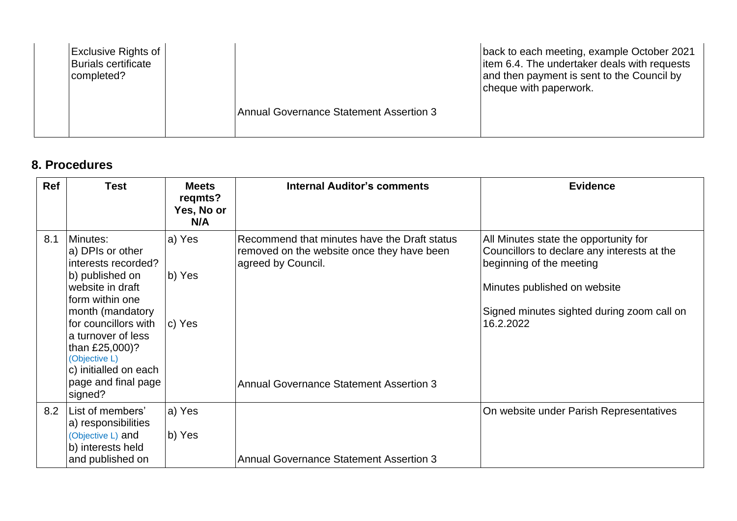| | | | | |
|---|---|---|---|---|
| | Exclusive Rights of Burials certificate completed? | | Annual Governance Statement Assertion 3 | back to each meeting, example October 2021 item 6.4. The undertaker deals with requests and then payment is sent to the Council by cheque with paperwork. |

## 8. Procedures

| Ref | Test | Meets reqmts? Yes, No or N/A | Internal Auditor's comments | Evidence |
|---|---|---|---|---|
| 8.1 | Minutes: a) DPIs or other interests recorded? b) published on website in draft form within one month (mandatory for councillors with a turnover of less than £25,000)? (Objective L) c) initialled on each page and final page signed? | a) Yes b) Yes c) Yes | Recommend that minutes have the Draft status removed on the website once they have been agreed by Council. Annual Governance Statement Assertion 3 | All Minutes state the opportunity for Councillors to declare any interests at the beginning of the meeting. Minutes published on website. Signed minutes sighted during zoom call on 16.2.2022 |
| 8.2 | List of members' a) responsibilities (Objective L) and b) interests held and published on | a) Yes b) Yes | Annual Governance Statement Assertion 3 | On website under Parish Representatives |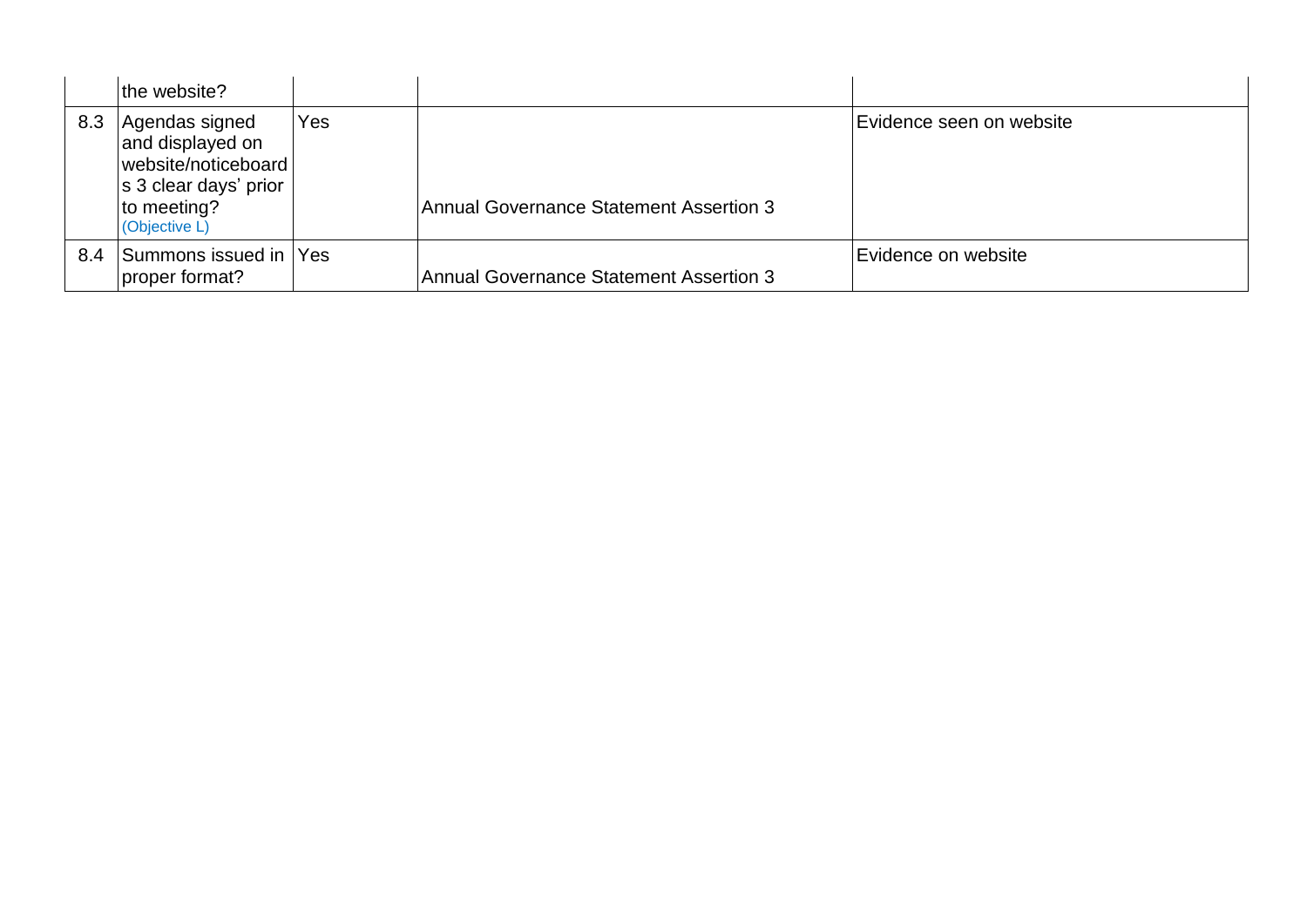| | | | | |
|---|---|---|---|---|
| | the website? | | | |
| 8.3 | Agendas signed and displayed on website/noticeboards 3 clear days' prior to meeting? (Objective L) | Yes | Annual Governance Statement Assertion 3 | Evidence seen on website |
| 8.4 | Summons issued in proper format? | Yes | Annual Governance Statement Assertion 3 | Evidence on website |